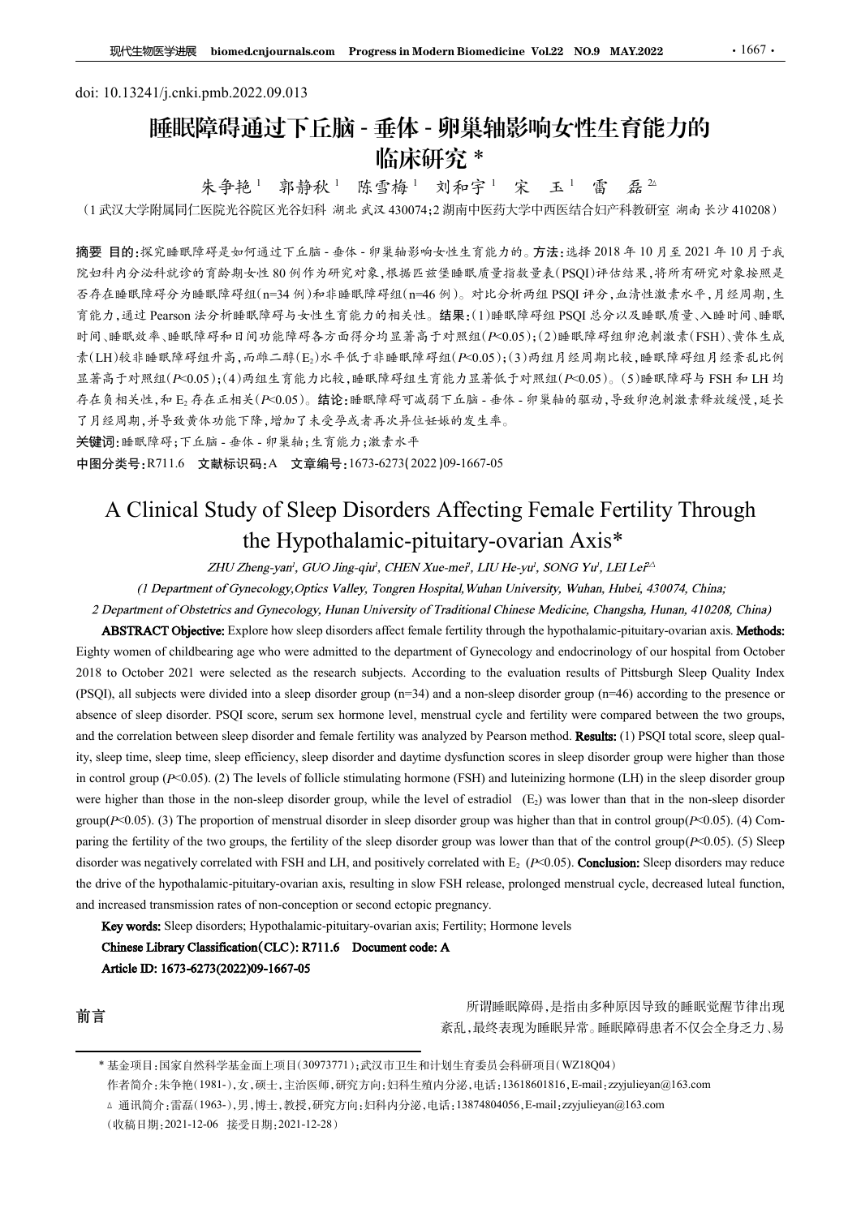doi: 10.13241/j.cnki.pmb.2022.09.013

# 睡眠障碍通过下丘脑 - 垂体 - 卵巢轴影响女性生育能力的临床研究 *

朱争艳[1] 郭静秋[1] 陈雪梅[1] 刘和宇[1] 宋 玉[1] 雷 磊[2△]

（1 武汉大学附属同仁医院光谷院区光谷妇科 湖北 武汉 430074；2 湖南中医药大学中西医结合妇产科教研室 湖南 长沙 410208）

**摘要 目的：**探究睡眠障碍是如何通过下丘脑 - 垂体 - 卵巢轴影响女性生育能力的。**方法：**选择 2018 年 10 月至 2021 年 10 月于我院妇科内分泌科就诊的育龄期女性 80 例作为研究对象，根据匹兹堡睡眠质量指数量表(PSQI)评估结果，将所有研究对象按照是否存在睡眠障碍分为睡眠障碍组(n=34 例)和非睡眠障碍组(n=46 例)。对比分析两组 PSQI 评分，血清性激素水平，月经周期，生育能力，通过 Pearson 法分析睡眠障碍与女性生育能力的相关性。**结果：**(1)睡眠障碍组 PSQI 总分以及睡眠质量、入睡时间、睡眠时间、睡眠效率、睡眠障碍和日间功能障碍各方面得分均显著高于对照组($P$<0.05)；(2)睡眠障碍组卵泡刺激素(FSH)、黄体生成素(LH)较非睡眠障碍组升高，而雌二醇($E_2$)水平低于非睡眠障碍组($P$<0.05)；(3)两组月经周期比较，睡眠障碍组月经紊乱比例显著高于对照组($P$<0.05)；(4)两组生育能力比较，睡眠障碍组生育能力显著低于对照组($P$<0.05)。(5)睡眠障碍与 FSH 和 LH 均存在负相关性，和 $E_2$ 存在正相关($P$<0.05)。**结论：**睡眠障碍可减弱下丘脑 - 垂体 - 卵巢轴的驱动，导致卵泡刺激素释放缓慢，延长了月经周期，并导致黄体功能下降，增加了未受孕或者再次异位妊娠的发生率。

**关键词：**睡眠障碍；下丘脑 - 垂体 - 卵巢轴；生育能力；激素水平

**中图分类号：**R711.6 **文献标识码：**A **文章编号：**1673-6273(2022)09-1667-05

# A Clinical Study of Sleep Disorders Affecting Female Fertility Through the Hypothalamic-pituitary-ovarian Axis*

*ZHU Zheng-yan[1], GUO Jing-qiu[1], CHEN Xue-mei[1], LIU He-yu[1], SONG Yu[1], LEI Lei[2△]*

*(1 Department of Gynecology,Optics Valley, Tongren Hospital,Wuhan University, Wuhan, Hubei, 430074, China;*

*2 Department of Obstetrics and Gynecology, Hunan University of Traditional Chinese Medicine, Changsha, Hunan, 410208, China)*

**ABSTRACT Objective:** Explore how sleep disorders affect female fertility through the hypothalamic-pituitary-ovarian axis. **Methods:** Eighty women of childbearing age who were admitted to the department of Gynecology and endocrinology of our hospital from October 2018 to October 2021 were selected as the research subjects. According to the evaluation results of Pittsburgh Sleep Quality Index (PSQI), all subjects were divided into a sleep disorder group (n=34) and a non-sleep disorder group (n=46) according to the presence or absence of sleep disorder. PSQI score, serum sex hormone level, menstrual cycle and fertility were compared between the two groups, and the correlation between sleep disorder and female fertility was analyzed by Pearson method. **Results:** (1) PSQI total score, sleep quality, sleep time, sleep time, sleep efficiency, sleep disorder and daytime dysfunction scores in sleep disorder group were higher than those in control group ($P$<0.05). (2) The levels of follicle stimulating hormone (FSH) and luteinizing hormone (LH) in the sleep disorder group were higher than those in the non-sleep disorder group, while the level of estradiol ($E_2$) was lower than that in the non-sleep disorder group($P$<0.05). (3) The proportion of menstrual disorder in sleep disorder group was higher than that in control group($P$<0.05). (4) Comparing the fertility of the two groups, the fertility of the sleep disorder group was lower than that of the control group($P$<0.05). (5) Sleep disorder was negatively correlated with FSH and LH, and positively correlated with $E_2$ ($P$<0.05). **Conclusion:** Sleep disorders may reduce the drive of the hypothalamic-pituitary-ovarian axis, resulting in slow FSH release, prolonged menstrual cycle, decreased luteal function, and increased transmission rates of non-conception or second ectopic pregnancy.

**Key words:** Sleep disorders; Hypothalamic-pituitary-ovarian axis; Fertility; Hormone levels

**Chinese Library Classification(CLC): R711.6 Document code: A**

**Article ID: 1673-6273(2022)09-1667-05**

## 前言

所谓睡眠障碍，是指由多种原因导致的睡眠觉醒节律出现紊乱，最终表现为睡眠异常。睡眠障碍患者不仅会全身乏力、易

---

\* 基金项目：国家自然科学基金面上项目(30973771)；武汉市卫生和计划生育委员会科研项目(WZ18Q04)

作者简介：朱争艳(1981-)，女，硕士，主治医师，研究方向：妇科生殖内分泌，电话：13618601816，E-mail：zzyjulieyan@163.com

△ 通讯简介：雷磊(1963-)，男，博士，教授，研究方向：妇科内分泌，电话：13874804056，E-mail：zzyjulieyan@163.com

(收稿日期：2021-12-06 接受日期：2021-12-28)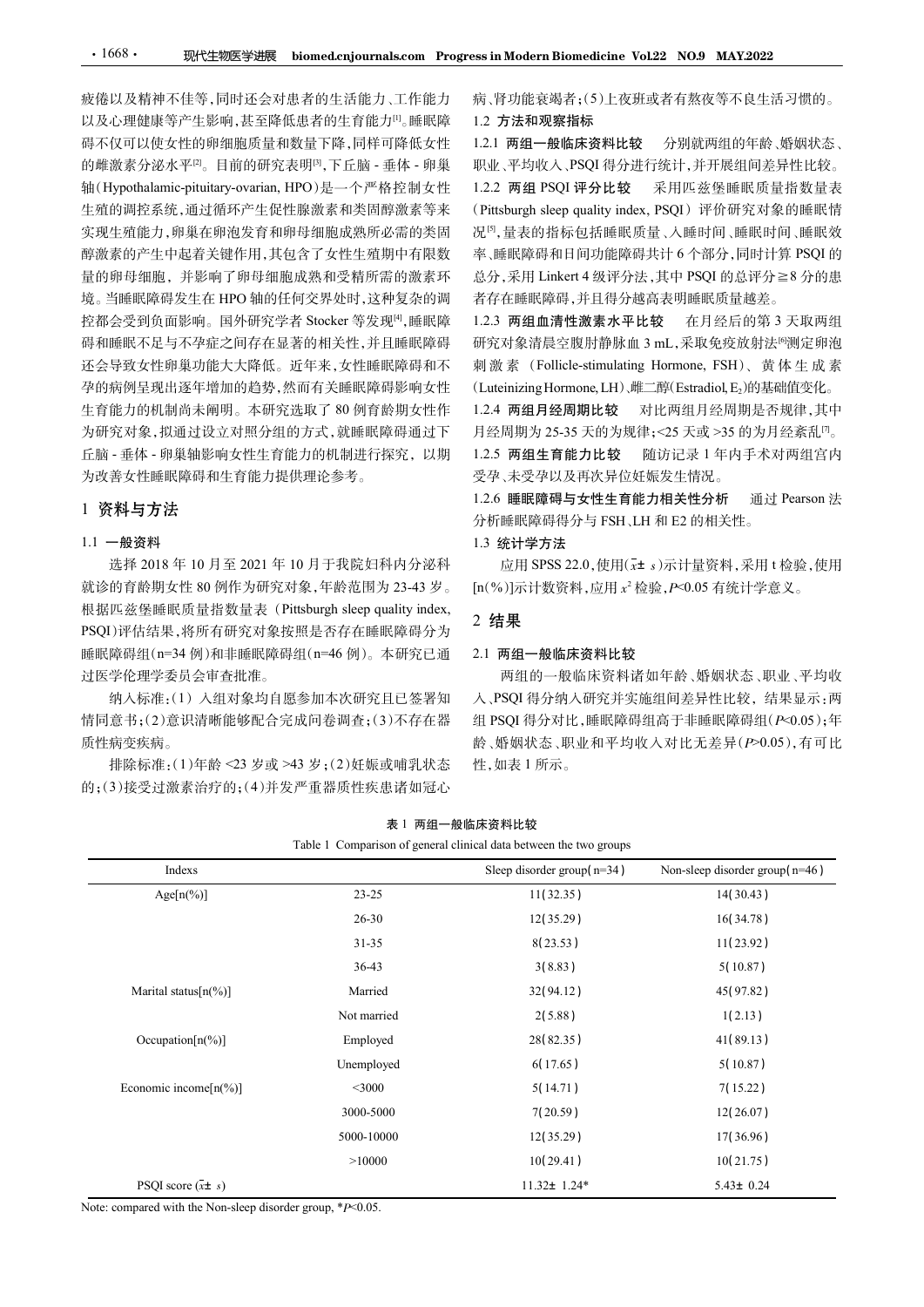疲倦以及精神不佳等，同时还会对患者的生活能力、工作能力以及心理健康等产生影响，甚至降低患者的生育能力[1]。睡眠障碍不仅可以使女性的卵细胞质量和数量下降，同样可降低女性的雌激素分泌水平[2]。目前的研究表明[3]，下丘脑 - 垂体 - 卵巢轴（Hypothalamic-pituitary-ovarian, HPO）是一个严格控制女性生殖的调控系统，通过循环产生促性腺激素和类固醇激素等来实现生殖能力，卵巢在卵泡发育和卵母细胞成熟所必需的类固醇激素的产生中起着关键作用，其包含了女性生殖期中有限数量的卵母细胞，并影响了卵母细胞成熟和受精所需的激素环境。当睡眠障碍发生在 HPO 轴的任何交界处时，这种复杂的调控都会受到负面影响。国外研究学者 Stocker 等发现[4]，睡眠障碍和睡眠不足与不孕症之间存在显著的相关性，并且睡眠障碍还会导致女性卵巢功能大大降低。近年来，女性睡眠障碍和不孕的病例呈现出逐年增加的趋势，然而有关睡眠障碍影响女性生育能力的机制尚未阐明。本研究选取了 80 例育龄期女性作为研究对象，拟通过设立对照分组的方式，就睡眠障碍通过下丘脑 - 垂体 - 卵巢轴影响女性生育能力的机制进行探究，以期为改善女性睡眠障碍和生育能力提供理论参考。

## 1 资料与方法

### 1.1 一般资料

选择 2018 年 10 月至 2021 年 10 月于我院妇科内分泌科就诊的育龄期女性 80 例作为研究对象，年龄范围为 23-43 岁。根据匹兹堡睡眠质量指数量表（Pittsburgh sleep quality index, PSQI）评估结果，将所有研究对象按照是否存在睡眠障碍分为睡眠障碍组（n=34 例）和非睡眠障碍组（n=46 例）。本研究已通过医学伦理学委员会审查批准。

纳入标准：(1) 入组对象均自愿参加本次研究且已签署知情同意书；(2)意识清晰能够配合完成问卷调查；(3)不存在器质性病变疾病。

排除标准：(1)年龄 <23 岁或 >43 岁；(2)妊娠或哺乳状态的；(3)接受过激素治疗的；(4)并发严重器质性疾患诸如冠心病、肾功能衰竭者；(5)上夜班或者有熬夜等不良生活习惯的。

### 1.2 方法和观察指标

**1.2.1 两组一般临床资料比较** 分别就两组的年龄、婚姻状态、职业、平均收入、PSQI 得分进行统计，并开展组间差异性比较。

**1.2.2 两组 PSQI 评分比较** 采用匹兹堡睡眠质量指数量表（Pittsburgh sleep quality index, PSQI）评价研究对象的睡眠情况[5]，量表的指标包括睡眠质量、入睡时间、睡眠时间、睡眠效率、睡眠障碍和日间功能障碍共计 6 个部分，同时计算 PSQI 的总分，采用 Linkert 4 级评分法，其中 PSQI 的总评分≥8 分的患者存在睡眠障碍，并且得分越高表明睡眠质量越差。

**1.2.3 两组血清性激素水平比较** 在月经后的第 3 天取两组研究对象清晨空腹肘静脉血 3 mL，采取免疫放射法[6]测定卵泡刺激素（Follicle-stimulating Hormone, FSH）、黄体生成素（Luteinizing Hormone, LH）、雌二醇（Estradiol, $E_2$）的基础值变化。

**1.2.4 两组月经周期比较** 对比两组月经周期是否规律，其中月经周期为 25-35 天的为规律；<25 天或 >35 的为月经紊乱[7]。

**1.2.5 两组生育能力比较** 随访记录 1 年内手术对两组宫内受孕、未受孕以及再次异位妊娠发生情况。

**1.2.6 睡眠障碍与女性生育能力相关性分析** 通过 Pearson 法分析睡眠障碍得分与 FSH、LH 和 E2 的相关性。

### 1.3 统计学方法

应用 SPSS 22.0，使用($\bar{x}\pm s$)示计量资料，采用 t 检验，使用 [n(%)]示计数资料，应用 $x^2$ 检验，$P<0.05$ 有统计学意义。

## 2 结果

### 2.1 两组一般临床资料比较

两组的一般临床资料诸如年龄、婚姻状态、职业、平均收入、PSQI 得分纳入研究并实施组间差异性比较，结果显示：两组 PSQI 得分对比，睡眠障碍组高于非睡眠障碍组($P<0.05$)；年龄、婚姻状态、职业和平均收入对比无差异($P>0.05$)，有可比性，如表 1 所示。

**表 1 两组一般临床资料比较**

Table 1 Comparison of general clinical data between the two groups

| Indexs | | Sleep disorder group(n=34) | Non-sleep disorder group(n=46) |
|---|---|---|---|
| Age[n(%)] | 23-25 | 11(32.35) | 14(30.43) |
| | 26-30 | 12(35.29) | 16(34.78) |
| | 31-35 | 8(23.53) | 11(23.92) |
| | 36-43 | 3(8.83) | 5(10.87) |
| Marital status[n(%)] | Married | 32(94.12) | 45(97.82) |
| | Not married | 2(5.88) | 1(2.13) |
| Occupation[n(%)] | Employed | 28(82.35) | 41(89.13) |
| | Unemployed | 6(17.65) | 5(10.87) |
| Economic income[n(%)] | <3000 | 5(14.71) | 7(15.22) |
| | 3000-5000 | 7(20.59) | 12(26.07) |
| | 5000-10000 | 12(35.29) | 17(36.96) |
| | >10000 | 10(29.41) | 10(21.75) |
| PSQI score ($\bar{x}\pm s$) | | 11.32± 1.24* | 5.43± 0.24 |

Note: compared with the Non-sleep disorder group, *$P<0.05$.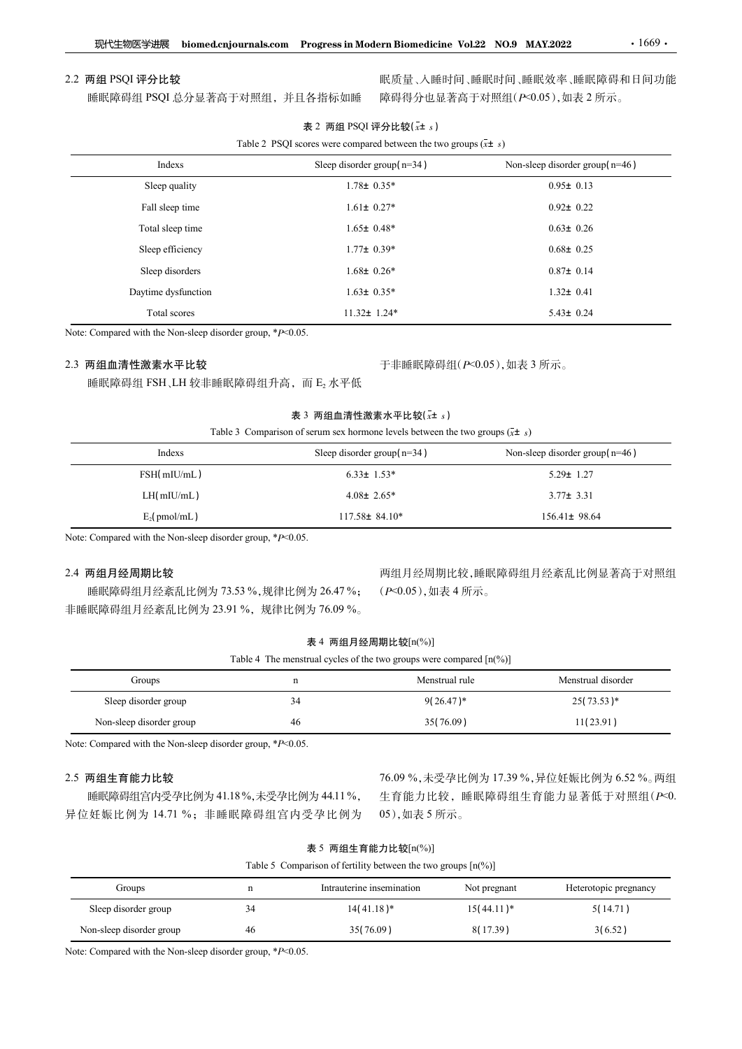## 2.2 两组 PSQI 评分比较

睡眠障碍组 PSQI 总分显著高于对照组，并且各指标如睡眠质量、入睡时间、睡眠时间、睡眠效率、睡眠障碍和日间功能障碍得分也显著高于对照组($P$<0.05)，如表 2 所示。

**表 2 两组 PSQI 评分比较($\bar{x}\pm s$)**

Table 2 PSQI scores were compared between the two groups ($\bar{x}\pm s$)

| Indexs | Sleep disorder group(n=34) | Non-sleep disorder group(n=46) |
|---|---|---|
| Sleep quality | 1.78± 0.35* | 0.95± 0.13 |
| Fall sleep time | 1.61± 0.27* | 0.92± 0.22 |
| Total sleep time | 1.65± 0.48* | 0.63± 0.26 |
| Sleep efficiency | 1.77± 0.39* | 0.68± 0.25 |
| Sleep disorders | 1.68± 0.26* | 0.87± 0.14 |
| Daytime dysfunction | 1.63± 0.35* | 1.32± 0.41 |
| Total scores | 11.32± 1.24* | 5.43± 0.24 |

Note: Compared with the Non-sleep disorder group, *$P$<0.05.

## 2.3 两组血清性激素水平比较

睡眠障碍组 FSH、LH 较非睡眠障碍组升高，而 $E_2$ 水平低于非睡眠障碍组($P$<0.05)，如表 3 所示。

**表 3 两组血清性激素水平比较($\bar{x}\pm s$)**

Table 3 Comparison of serum sex hormone levels between the two groups ($\bar{x}\pm s$)

| Indexs | Sleep disorder group(n=34) | Non-sleep disorder group(n=46) |
|---|---|---|
| FSH(mIU/mL) | 6.33± 1.53* | 5.29± 1.27 |
| LH(mIU/mL) | 4.08± 2.65* | 3.77± 3.31 |
| $E_2$(pmol/mL) | 117.58± 84.10* | 156.41± 98.64 |

Note: Compared with the Non-sleep disorder group, *$P$<0.05.

## 2.4 两组月经周期比较

睡眠障碍组月经紊乱比例为 73.53 %，规律比例为 26.47 %；非睡眠障碍组月经紊乱比例为 23.91 %，规律比例为 76.09 %。两组月经周期比较，睡眠障碍组月经紊乱比例显著高于对照组($P$<0.05)，如表 4 所示。

**表 4 两组月经周期比较[n(%)]**

Table 4 The menstrual cycles of the two groups were compared [n(%)]

| Groups | n | Menstrual rule | Menstrual disorder |
|---|---|---|---|
| Sleep disorder group | 34 | 9(26.47)* | 25(73.53)* |
| Non-sleep disorder group | 46 | 35(76.09) | 11(23.91) |

Note: Compared with the Non-sleep disorder group, *$P$<0.05.

## 2.5 两组生育能力比较

睡眠障碍组宫内受孕比例为 41.18 %，未受孕比例为 44.11 %，异位妊娠比例为 14.71 %；非睡眠障碍组宫内受孕比例为 76.09 %，未受孕比例为 17.39 %，异位妊娠比例为 6.52 %。两组生育能力比较，睡眠障碍组生育能力显著低于对照组($P$<0.05)，如表 5 所示。

**表 5 两组生育能力比较[n(%)]**

Table 5 Comparison of fertility between the two groups [n(%)]

| Groups | n | Intrauterine insemination | Not pregnant | Heterotopic pregnancy |
|---|---|---|---|---|
| Sleep disorder group | 34 | 14(41.18)* | 15(44.11)* | 5(14.71) |
| Non-sleep disorder group | 46 | 35(76.09) | 8(17.39) | 3(6.52) |

Note: Compared with the Non-sleep disorder group, *$P$<0.05.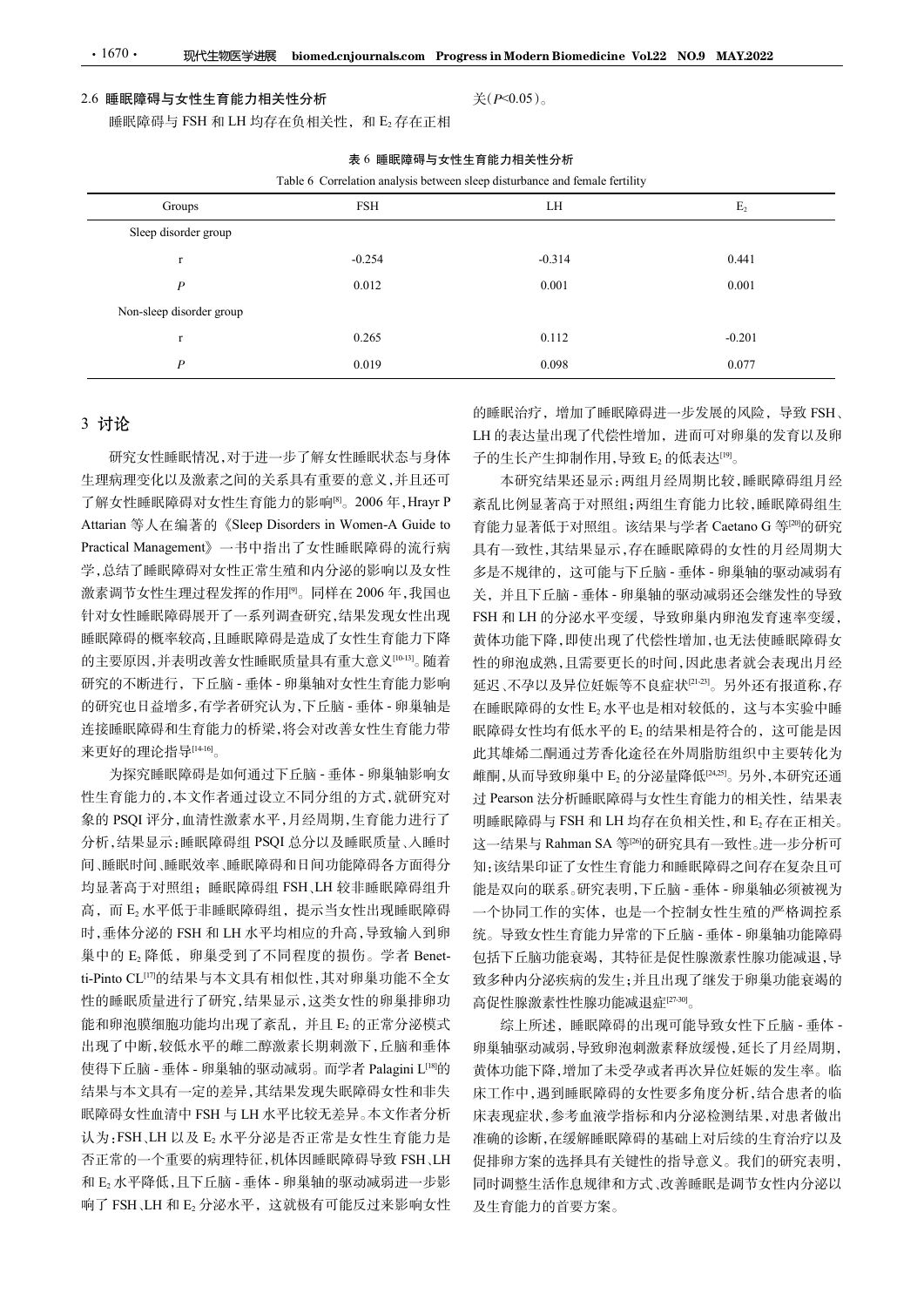## 2.6 睡眠障碍与女性生育能力相关性分析

睡眠障碍与 FSH 和 LH 均存在负相关性，和 $E_2$ 存在正相关($P<0.05$)。

表 6 睡眠障碍与女性生育能力相关性分析

Table 6 Correlation analysis between sleep disturbance and female fertility

| Groups | FSH | LH | $E_2$ |
|---|---|---|---|
| Sleep disorder group | | | |
| r | -0.254 | -0.314 | 0.441 |
| *P* | 0.012 | 0.001 | 0.001 |
| Non-sleep disorder group | | | |
| r | 0.265 | 0.112 | -0.201 |
| *P* | 0.019 | 0.098 | 0.077 |

# 3 讨论

研究女性睡眠情况,对于进一步了解女性睡眠状态与身体生理病理变化以及激素之间的关系具有重要的意义,并且还可了解女性睡眠障碍对女性生育能力的影响[8]。2006 年,Hrayr P Attarian 等人在编著的《Sleep Disorders in Women-A Guide to Practical Management》一书中指出了女性睡眠障碍的流行病学,总结了睡眠障碍对女性正常生殖和内分泌的影响以及女性激素调节女性生理过程发挥的作用[9]。同样在 2006 年,我国也针对女性睡眠障碍展开了一系列调查研究,结果发现女性出现睡眠障碍的概率较高,且睡眠障碍是造成了女性生育能力下降的主要原因,并表明改善女性睡眠质量具有重大意义[10-13]。随着研究的不断进行，下丘脑 - 垂体 - 卵巢轴对女性生育能力影响的研究也日益增多,有学者研究认为,下丘脑 - 垂体 - 卵巢轴是连接睡眠障碍和生育能力的桥梁,将会对改善女性生育能力带来更好的理论指导[14-16]。

为探究睡眠障碍是如何通过下丘脑 - 垂体 - 卵巢轴影响女性生育能力的,本文作者通过设立不同分组的方式,就研究对象的 PSQI 评分,血清性激素水平,月经周期,生育能力进行了分析,结果显示:睡眠障碍组 PSQI 总分以及睡眠质量、入睡时间、睡眠时间、睡眠效率、睡眠障碍和日间功能障碍各方面得分均显著高于对照组；睡眠障碍组 FSH、LH 较非睡眠障碍组升高，而 $E_2$ 水平低于非睡眠障碍组，提示当女性出现睡眠障碍时,垂体分泌的 FSH 和 LH 水平均相应的升高,导致输入到卵巢中的 $E_2$ 降低，卵巢受到了不同程度的损伤。学者 Benetti-Pinto CL[17]的结果与本文具有相似性,其对卵巢功能不全女性的睡眠质量进行了研究,结果显示,这类女性的卵巢排卵功能和卵泡膜细胞功能均出现了紊乱，并且 $E_2$ 的正常分泌模式出现了中断,较低水平的雌二醇激素长期刺激下,丘脑和垂体使得下丘脑 - 垂体 - 卵巢轴的驱动减弱。而学者 Palagini L[18]的结果与本文具有一定的差异,其结果发现失眠障碍女性和非失眠障碍女性血清中 FSH 与 LH 水平比较无差异。本文作者分析认为:FSH、LH 以及 $E_2$ 水平分泌是否正常是女性生育能力是否正常的一个重要的病理特征,机体因睡眠障碍导致 FSH、LH 和 $E_2$ 水平降低,且下丘脑 - 垂体 - 卵巢轴的驱动减弱进一步影响了 FSH、LH 和 $E_2$ 分泌水平，这就极有可能反过来影响女性的睡眠治疗，增加了睡眠障碍进一步发展的风险，导致 FSH、LH 的表达量出现了代偿性增加，进而可对卵巢的发育以及卵子的生长产生抑制作用,导致 $E_2$ 的低表达[19]。

本研究结果还显示:两组月经周期比较,睡眠障碍组月经紊乱比例显著高于对照组;两组生育能力比较,睡眠障碍组生育能力显著低于对照组。该结果与学者 Caetano G 等[20]的研究具有一致性,其结果显示,存在睡眠障碍的女性的月经周期大多是不规律的，这可能与下丘脑 - 垂体 - 卵巢轴的驱动减弱有关，并且下丘脑 - 垂体 - 卵巢轴的驱动减弱还会继发性的导致 FSH 和 LH 的分泌水平变缓，导致卵巢内卵泡发育速率变缓,黄体功能下降,即使出现了代偿性增加,也无法使睡眠障碍女性的卵泡成熟,且需要更长的时间,因此患者就会表现出月经延迟、不孕以及异位妊娠等不良症状[21-23]。另外还有报道称,存在睡眠障碍的女性 $E_2$ 水平也是相对较低的，这与本实验中睡眠障碍女性均有低水平的 $E_2$ 的结果相是符合的，这可能是因此其雄烯二酮通过芳香化途径在外周脂肪组织中主要转化为雌酮,从而导致卵巢中 $E_2$ 的分泌量降低[24,25]。另外,本研究还通过 Pearson 法分析睡眠障碍与女性生育能力的相关性，结果表明睡眠障碍与 FSH 和 LH 均存在负相关性,和 $E_2$ 存在正相关。这一结果与 Rahman SA 等[26]的研究具有一致性。进一步分析可知:该结果印证了女性生育能力和睡眠障碍之间存在复杂且可能是双向的联系。研究表明,下丘脑 - 垂体 - 卵巢轴必须被视为一个协同工作的实体，也是一个控制女性生殖的严格调控系统。导致女性生育能力异常的下丘脑 - 垂体 - 卵巢轴功能障碍包括下丘脑功能衰竭，其特征是促性腺激素性腺功能减退,导致多种内分泌疾病的发生;并且出现了继发于卵巢功能衰竭的高促性腺激素性性腺功能减退症[27-30]。

综上所述，睡眠障碍的出现可能导致女性下丘脑 - 垂体 - 卵巢轴驱动减弱,导致卵泡刺激素释放缓慢,延长了月经周期,黄体功能下降,增加了未受孕或者再次异位妊娠的发生率。临床工作中,遇到睡眠障碍的女性要多角度分析,结合患者的临床表现症状,参考血液学指标和内分泌检测结果,对患者做出准确的诊断,在缓解睡眠障碍的基础上对后续的生育治疗以及促排卵方案的选择具有关键性的指导意义。我们的研究表明,同时调整生活作息规律和方式、改善睡眠是调节女性内分泌以及生育能力的首要方案。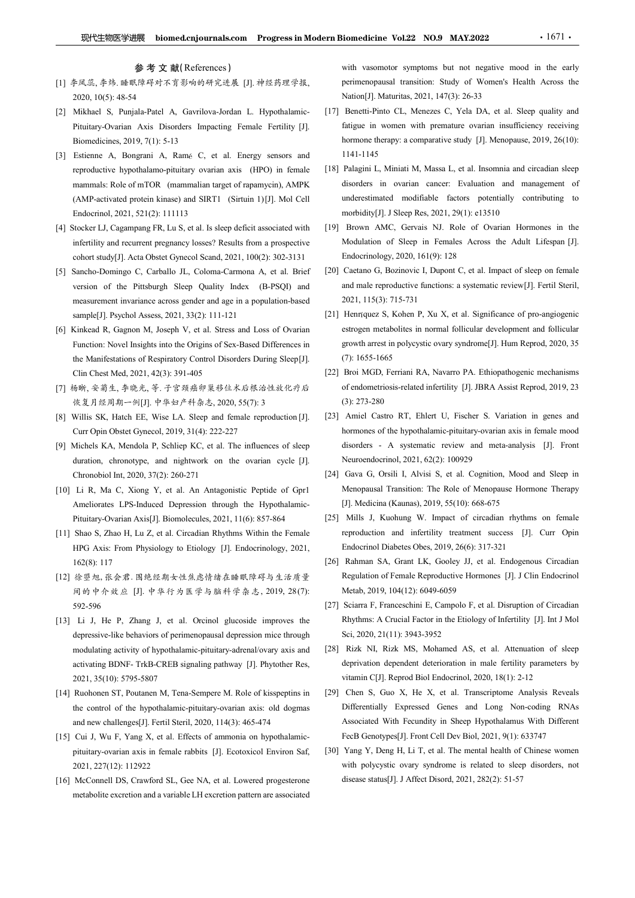## 参 考 文 献(References)

[1] 李凤蕊, 李炜. 睡眠障碍对不育影响的研究进展 [J]. 神经药理学报, 2020, 10(5): 48-54

[2] Mikhael S, Punjala-Patel A, Gavrilova-Jordan L. Hypothalamic-Pituitary-Ovarian Axis Disorders Impacting Female Fertility [J]. Biomedicines, 2019, 7(1): 5-13

[3] Estienne A, Bongrani A, Ramé C, et al. Energy sensors and reproductive hypothalamo-pituitary ovarian axis (HPO) in female mammals: Role of mTOR (mammalian target of rapamycin), AMPK (AMP-activated protein kinase) and SIRT1 (Sirtuin 1)[J]. Mol Cell Endocrinol, 2021, 521(2): 111113

[4] Stocker LJ, Cagampang FR, Lu S, et al. Is sleep deficit associated with infertility and recurrent pregnancy losses? Results from a prospective cohort study[J]. Acta Obstet Gynecol Scand, 2021, 100(2): 302-3131

[5] Sancho-Domingo C, Carballo JL, Coloma-Carmona A, et al. Brief version of the Pittsburgh Sleep Quality Index (B-PSQI) and measurement invariance across gender and age in a population-based sample[J]. Psychol Assess, 2021, 33(2): 111-121

[6] Kinkead R, Gagnon M, Joseph V, et al. Stress and Loss of Ovarian Function: Novel Insights into the Origins of Sex-Based Differences in the Manifestations of Respiratory Control Disorders During Sleep[J]. Clin Chest Med, 2021, 42(3): 391-405

[7] 杨晰, 安菊生, 李晓光, 等. 子宫颈癌卵巢移位术后根治性放化疗后恢复月经周期一例[J]. 中华妇产科杂志, 2020, 55(7): 3

[8] Willis SK, Hatch EE, Wise LA. Sleep and female reproduction [J]. Curr Opin Obstet Gynecol, 2019, 31(4): 222-227

[9] Michels KA, Mendola P, Schliep KC, et al. The influences of sleep duration, chronotype, and nightwork on the ovarian cycle [J]. Chronobiol Int, 2020, 37(2): 260-271

[10] Li R, Ma C, Xiong Y, et al. An Antagonistic Peptide of Gpr1 Ameliorates LPS-Induced Depression through the Hypothalamic-Pituitary-Ovarian Axis[J]. Biomolecules, 2021, 11(6): 857-864

[11] Shao S, Zhao H, Lu Z, et al. Circadian Rhythms Within the Female HPG Axis: From Physiology to Etiology [J]. Endocrinology, 2021, 162(8): 117

[12] 徐婴旭, 张会君. 围绝经期女性焦虑情绪在睡眠障碍与生活质量间的中介效应 [J]. 中华行为医学与脑科学杂志, 2019, 28(7): 592-596

[13] Li J, He P, Zhang J, et al. Orcinol glucoside improves the depressive-like behaviors of perimenopausal depression mice through modulating activity of hypothalamic-pituitary-adrenal/ovary axis and activating BDNF- TrkB-CREB signaling pathway [J]. Phytother Res, 2021, 35(10): 5795-5807

[14] Ruohonen ST, Poutanen M, Tena-Sempere M. Role of kisspeptins in the control of the hypothalamic-pituitary-ovarian axis: old dogmas and new challenges[J]. Fertil Steril, 2020, 114(3): 465-474

[15] Cui J, Wu F, Yang X, et al. Effects of ammonia on hypothalamic-pituitary-ovarian axis in female rabbits [J]. Ecotoxicol Environ Saf, 2021, 227(12): 112922

[16] McConnell DS, Crawford SL, Gee NA, et al. Lowered progesterone metabolite excretion and a variable LH excretion pattern are associated with vasomotor symptoms but not negative mood in the early perimenopausal transition: Study of Women's Health Across the Nation[J]. Maturitas, 2021, 147(3): 26-33

[17] Benetti-Pinto CL, Menezes C, Yela DA, et al. Sleep quality and fatigue in women with premature ovarian insufficiency receiving hormone therapy: a comparative study [J]. Menopause, 2019, 26(10): 1141-1145

[18] Palagini L, Miniati M, Massa L, et al. Insomnia and circadian sleep disorders in ovarian cancer: Evaluation and management of underestimated modifiable factors potentially contributing to morbidity[J]. J Sleep Res, 2021, 29(1): e13510

[19] Brown AMC, Gervais NJ. Role of Ovarian Hormones in the Modulation of Sleep in Females Across the Adult Lifespan [J]. Endocrinology, 2020, 161(9): 128

[20] Caetano G, Bozinovic I, Dupont C, et al. Impact of sleep on female and male reproductive functions: a systematic review[J]. Fertil Steril, 2021, 115(3): 715-731

[21] Henríquez S, Kohen P, Xu X, et al. Significance of pro-angiogenic estrogen metabolites in normal follicular development and follicular growth arrest in polycystic ovary syndrome[J]. Hum Reprod, 2020, 35 (7): 1655-1665

[22] Broi MGD, Ferriani RA, Navarro PA. Ethiopathogenic mechanisms of endometriosis-related infertility [J]. JBRA Assist Reprod, 2019, 23 (3): 273-280

[23] Amiel Castro RT, Ehlert U, Fischer S. Variation in genes and hormones of the hypothalamic-pituitary-ovarian axis in female mood disorders - A systematic review and meta-analysis [J]. Front Neuroendocrinol, 2021, 62(2): 100929

[24] Gava G, Orsili I, Alvisi S, et al. Cognition, Mood and Sleep in Menopausal Transition: The Role of Menopause Hormone Therapy [J]. Medicina (Kaunas), 2019, 55(10): 668-675

[25] Mills J, Kuohung W. Impact of circadian rhythms on female reproduction and infertility treatment success [J]. Curr Opin Endocrinol Diabetes Obes, 2019, 26(6): 317-321

[26] Rahman SA, Grant LK, Gooley JJ, et al. Endogenous Circadian Regulation of Female Reproductive Hormones [J]. J Clin Endocrinol Metab, 2019, 104(12): 6049-6059

[27] Sciarra F, Franceschini E, Campolo F, et al. Disruption of Circadian Rhythms: A Crucial Factor in the Etiology of Infertility [J]. Int J Mol Sci, 2020, 21(11): 3943-3952

[28] Rizk NI, Rizk MS, Mohamed AS, et al. Attenuation of sleep deprivation dependent deterioration in male fertility parameters by vitamin C[J]. Reprod Biol Endocrinol, 2020, 18(1): 2-12

[29] Chen S, Guo X, He X, et al. Transcriptome Analysis Reveals Differentially Expressed Genes and Long Non-coding RNAs Associated With Fecundity in Sheep Hypothalamus With Different FecB Genotypes[J]. Front Cell Dev Biol, 2021, 9(1): 633747

[30] Yang Y, Deng H, Li T, et al. The mental health of Chinese women with polycystic ovary syndrome is related to sleep disorders, not disease status[J]. J Affect Disord, 2021, 282(2): 51-57